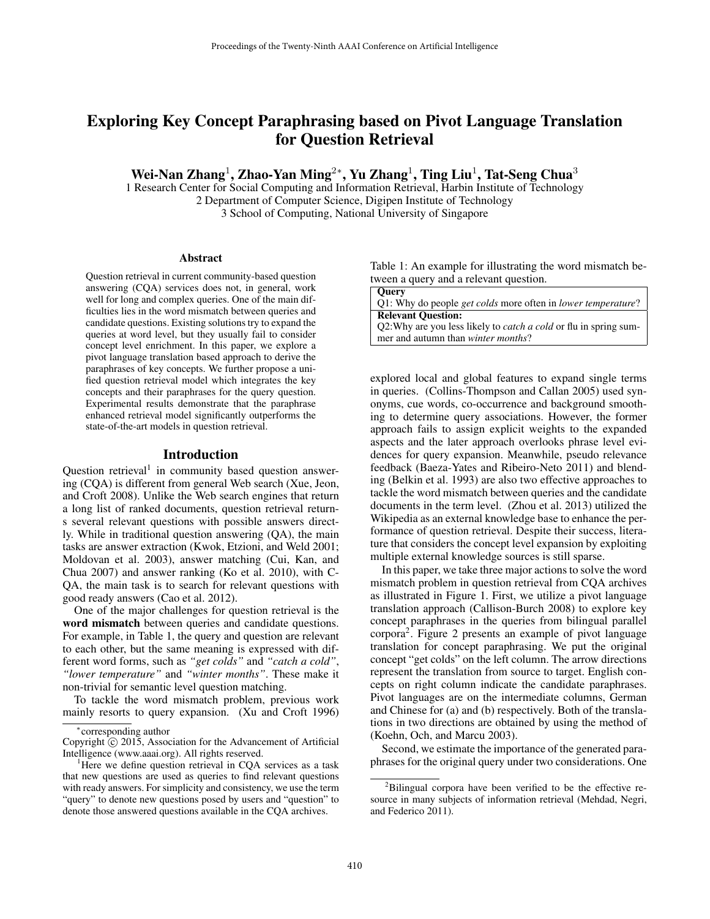# Exploring Key Concept Paraphrasing based on Pivot Language Translation for Question Retrieval

**Wei-Nan Zhang[1], Zhao-Yan Ming[2*], Yu Zhang[1], Ting Liu[1], Tat-Seng Chua[3]**

1 Research Center for Social Computing and Information Retrieval, Harbin Institute of Technology
2 Department of Computer Science, Digipen Institute of Technology
3 School of Computing, National University of Singapore

## Abstract

Question retrieval in current community-based question answering (CQA) services does not, in general, work well for long and complex queries. One of the main difficulties lies in the word mismatch between queries and candidate questions. Existing solutions try to expand the queries at word level, but they usually fail to consider concept level enrichment. In this paper, we explore a pivot language translation based approach to derive the paraphrases of key concepts. We further propose a unified question retrieval model which integrates the key concepts and their paraphrases for the query question. Experimental results demonstrate that the paraphrase enhanced retrieval model significantly outperforms the state-of-the-art models in question retrieval.

## Introduction

Question retrieval[1] in community based question answering (CQA) is different from general Web search (Xue, Jeon, and Croft 2008). Unlike the Web search engines that return a long list of ranked documents, question retrieval returns several relevant questions with possible answers directly. While in traditional question answering (QA), the main tasks are answer extraction (Kwok, Etzioni, and Weld 2001; Moldovan et al. 2003), answer matching (Cui, Kan, and Chua 2007) and answer ranking (Ko et al. 2010), with CQA, the main task is to search for relevant questions with good ready answers (Cao et al. 2012).

One of the major challenges for question retrieval is the **word mismatch** between queries and candidate questions. For example, in Table 1, the query and question are relevant to each other, but the same meaning is expressed with different word forms, such as *"get colds"* and *"catch a cold"*, *"lower temperature"* and *"winter months"*. These make it non-trivial for semantic level question matching.

To tackle the word mismatch problem, previous work mainly resorts to query expansion. (Xu and Croft 1996) explored local and global features to expand single terms in queries. (Collins-Thompson and Callan 2005) used synonyms, cue words, co-occurrence and background smoothing to determine query associations. However, the former approach fails to assign explicit weights to the expanded aspects and the later approach overlooks phrase level evidences for query expansion. Meanwhile, pseudo relevance feedback (Baeza-Yates and Ribeiro-Neto 2011) and blending (Belkin et al. 1993) are also two effective approaches to tackle the word mismatch between queries and the candidate documents in the term level. (Zhou et al. 2013) utilized the Wikipedia as an external knowledge base to enhance the performance of question retrieval. Despite their success, literature that considers the concept level expansion by exploiting multiple external knowledge sources is still sparse.

Table 1: An example for illustrating the word mismatch between a query and a relevant question.

| **Query** |
| --- |
| Q1: Why do people *get colds* more often in *lower temperature*? |
| **Relevant Question:** |
| Q2:Why are you less likely to *catch a cold* or flu in spring summer and autumn than *winter months*? |

In this paper, we take three major actions to solve the word mismatch problem in question retrieval from CQA archives as illustrated in Figure 1. First, we utilize a pivot language translation approach (Callison-Burch 2008) to explore key concept paraphrases in the queries from bilingual parallel corpora[2]. Figure 2 presents an example of pivot language translation for concept paraphrasing. We put the original concept "get colds" on the left column. The arrow directions represent the translation from source to target. English concepts on right column indicate the candidate paraphrases. Pivot languages are on the intermediate columns, German and Chinese for (a) and (b) respectively. Both of the translations in two directions are obtained by using the method of (Koehn, Och, and Marcu 2003).

Second, we estimate the importance of the generated paraphrases for the original query under two considerations. One

---

*corresponding author

Copyright © 2015, Association for the Advancement of Artificial Intelligence (www.aaai.org). All rights reserved.

[1]Here we define question retrieval in CQA services as a task that new questions are used as queries to find relevant questions with ready answers. For simplicity and consistency, we use the term "query" to denote new questions posed by users and "question" to denote those answered questions available in the CQA archives.

[2]Bilingual corpora have been verified to be the effective resource in many subjects of information retrieval (Mehdad, Negri, and Federico 2011).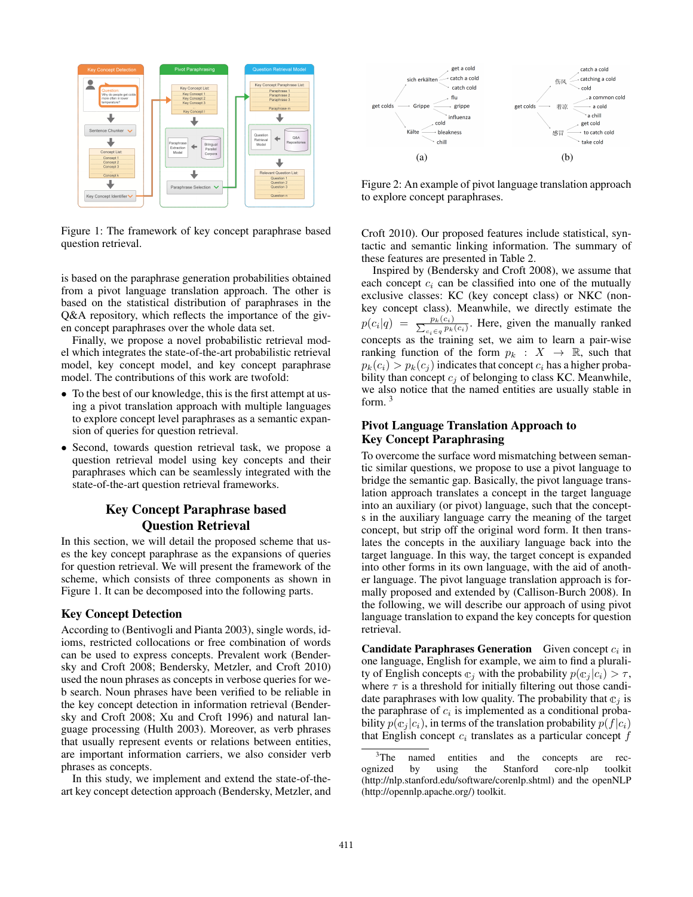Figure 1: The framework of key concept paraphrase based question retrieval.

is based on the paraphrase generation probabilities obtained from a pivot language translation approach. The other is based on the statistical distribution of paraphrases in the Q&A repository, which reflects the importance of the given concept paraphrases over the whole data set.

Finally, we propose a novel probabilistic retrieval model which integrates the state-of-the-art probabilistic retrieval model, key concept model, and key concept paraphrase model. The contributions of this work are twofold:

- To the best of our knowledge, this is the first attempt at using a pivot translation approach with multiple languages to explore concept level paraphrases as a semantic expansion of queries for question retrieval.
- Second, towards question retrieval task, we propose a question retrieval model using key concepts and their paraphrases which can be seamlessly integrated with the state-of-the-art question retrieval frameworks.

## Key Concept Paraphrase based Question Retrieval

In this section, we will detail the proposed scheme that uses the key concept paraphrase as the expansions of queries for question retrieval. We will present the framework of the scheme, which consists of three components as shown in Figure 1. It can be decomposed into the following parts.

### Key Concept Detection

According to (Bentivogli and Pianta 2003), single words, idioms, restricted collocations or free combination of words can be used to express concepts. Prevalent work (Bendersky and Croft 2008; Bendersky, Metzler, and Croft 2010) used the noun phrases as concepts in verbose queries for web search. Noun phrases have been verified to be reliable in the key concept detection in information retrieval (Bendersky and Croft 2008; Xu and Croft 1996) and natural language processing (Hulth 2003). Moreover, as verb phrases that usually represent events or relations between entities, are important information carriers, we also consider verb phrases as concepts.

In this study, we implement and extend the state-of-the-art key concept detection approach (Bendersky, Metzler, and Croft 2010). Our proposed features include statistical, syntactic and semantic linking information. The summary of these features are presented in Table 2.

Inspired by (Bendersky and Croft 2008), we assume that each concept $c_i$ can be classified into one of the mutually exclusive classes: KC (key concept class) or NKC (non-key concept class). Meanwhile, we directly estimate the $p(c_i|q) = \frac{p_k(c_i)}{\sum_{c_i \in q} p_k(c_i)}$. Here, given the manually ranked concepts as the training set, we aim to learn a pair-wise ranking function of the form $p_k : X \rightarrow \mathbb{R}$, such that $p_k(c_i) > p_k(c_j)$ indicates that concept $c_i$ has a higher probability than concept $c_j$ of belonging to class KC. Meanwhile, we also notice that the named entities are usually stable in form. [3]

Figure 2: An example of pivot language translation approach to explore concept paraphrases.

### Pivot Language Translation Approach to Key Concept Paraphrasing

To overcome the surface word mismatching between semantic similar questions, we propose to use a pivot language to bridge the semantic gap. Basically, the pivot language translation approach translates a concept in the target language into an auxiliary (or pivot) language, such that the concepts in the auxiliary language carry the meaning of the target concept, but strip off the original word form. It then translates the concepts in the auxiliary language back into the target language. In this way, the target concept is expanded into other forms in its own language, with the aid of another language. The pivot language translation approach is formally proposed and extended by (Callison-Burch 2008). In the following, we will describe our approach of using pivot language translation to expand the key concepts for question retrieval.

**Candidate Paraphrases Generation** Given concept $c_i$ in one language, English for example, we aim to find a plurality of English concepts $\mathbb{c}_j$ with the probability $p(\mathbb{c}_j|c_i) > \tau$, where $\tau$ is a threshold for initially filtering out those candidate paraphrases with low quality. The probability that $\mathbb{c}_j$ is the paraphrase of $c_i$ is implemented as a conditional probability $p(\mathbb{c}_j|c_i)$, in terms of the translation probability $p(f|c_i)$ that English concept $c_i$ translates as a particular concept $f$

[3] The named entities and the concepts are recognized by using the Stanford core-nlp toolkit (http://nlp.stanford.edu/software/corenlp.shtml) and the openNLP (http://opennlp.apache.org/) toolkit.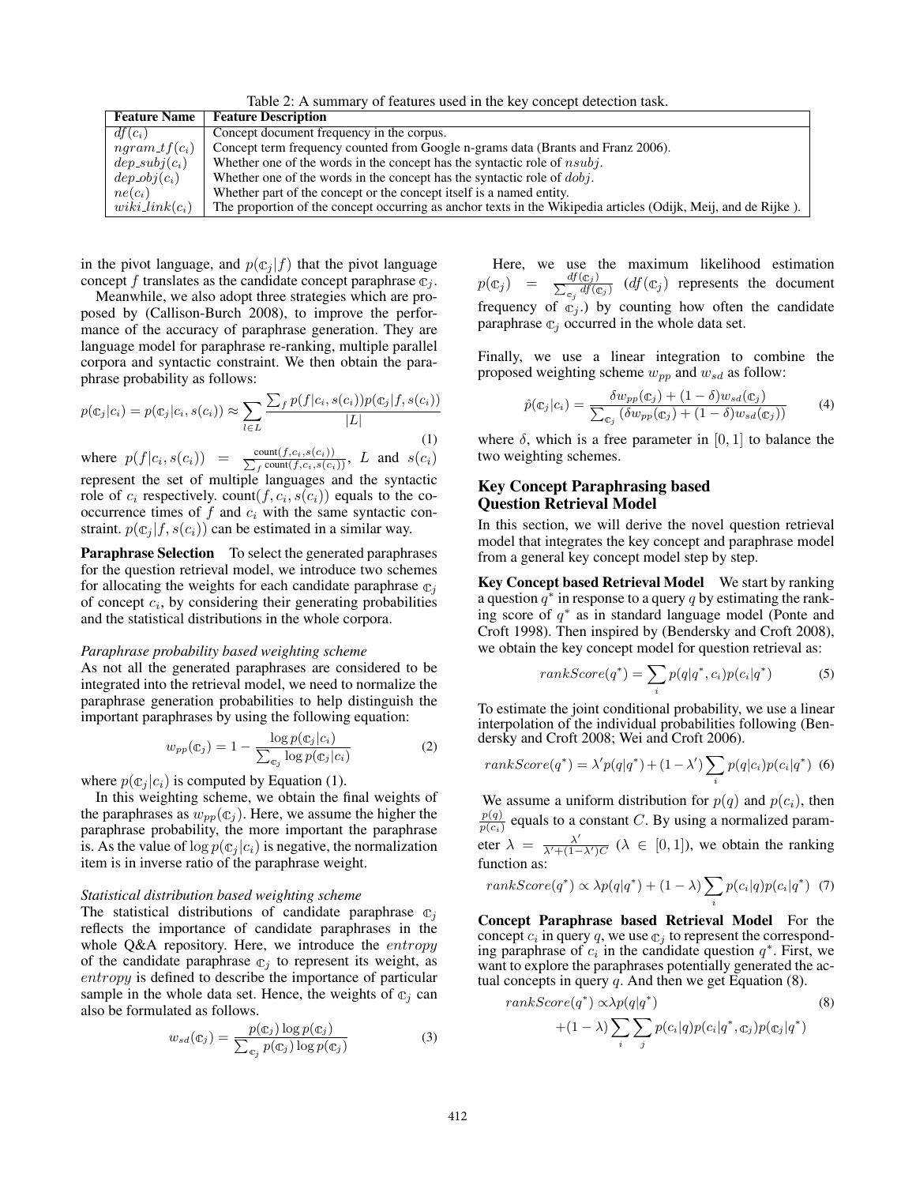Table 2: A summary of features used in the key concept detection task.

| Feature Name | Feature Description |
|---|---|
| $df(c_i)$ | Concept document frequency in the corpus. |
| $ngram\_tf(c_i)$ | Concept term frequency counted from Google n-grams data (Brants and Franz 2006). |
| $dep\_subj(c_i)$ | Whether one of the words in the concept has the syntactic role of $nsubj$. |
| $dep\_obj(c_i)$ | Whether one of the words in the concept has the syntactic role of $dobj$. |
| $ne(c_i)$ | Whether part of the concept or the concept itself is a named entity. |
| $wiki\_link(c_i)$ | The proportion of the concept occurring as anchor texts in the Wikipedia articles (Odijk, Meij, and de Rijke ). |

in the pivot language, and $p(\mathbb{c}_j|f)$ that the pivot language concept $f$ translates as the candidate concept paraphrase $\mathbb{c}_j$.

Meanwhile, we also adopt three strategies which are proposed by (Callison-Burch 2008), to improve the performance of the accuracy of paraphrase generation. They are language model for paraphrase re-ranking, multiple parallel corpora and syntactic constraint. We then obtain the paraphrase probability as follows:

$$p(\mathbb{c}_j|c_i) = p(\mathbb{c}_j|c_i, s(c_i)) \approx \sum_{l \in L} \frac{\sum_f p(f|c_i, s(c_i))p(\mathbb{c}_j|f, s(c_i))}{|L|} \tag{1}$$

where $p(f|c_i, s(c_i)) = \frac{\text{count}(f, c_i, s(c_i))}{\sum_f \text{count}(f, c_i, s(c_i))}$, $L$ and $s(c_i)$ represent the set of multiple languages and the syntactic role of $c_i$ respectively. count$(f, c_i, s(c_i))$ equals to the co-occurrence times of $f$ and $c_i$ with the same syntactic constraint. $p(\mathbb{c}_j|f, s(c_i))$ can be estimated in a similar way.

**Paraphrase Selection** To select the generated paraphrases for the question retrieval model, we introduce two schemes for allocating the weights for each candidate paraphrase $\mathbb{c}_j$ of concept $c_i$, by considering their generating probabilities and the statistical distributions in the whole corpora.

*Paraphrase probability based weighting scheme*

As not all the generated paraphrases are considered to be integrated into the retrieval model, we need to normalize the paraphrase generation probabilities to help distinguish the important paraphrases by using the following equation:

$$w_{pp}(\mathbb{c}_j) = 1 - \frac{\log p(\mathbb{c}_j|c_i)}{\sum_{\mathbb{c}_j} \log p(\mathbb{c}_j|c_i)} \tag{2}$$

where $p(\mathbb{c}_j|c_i)$ is computed by Equation (1).

In this weighting scheme, we obtain the final weights of the paraphrases as $w_{pp}(\mathbb{c}_j)$. Here, we assume the higher the paraphrase probability, the more important the paraphrase is. As the value of $\log p(\mathbb{c}_j|c_i)$ is negative, the normalization item is in inverse ratio of the paraphrase weight.

*Statistical distribution based weighting scheme*

The statistical distributions of candidate paraphrase $\mathbb{c}_j$ reflects the importance of candidate paraphrases in the whole Q&A repository. Here, we introduce the *entropy* of the candidate paraphrase $\mathbb{c}_j$ to represent its weight, as *entropy* is defined to describe the importance of particular sample in the whole data set. Hence, the weights of $\mathbb{c}_j$ can also be formulated as follows.

$$w_{sd}(\mathbb{c}_j) = \frac{p(\mathbb{c}_j) \log p(\mathbb{c}_j)}{\sum_{\mathbb{c}_j} p(\mathbb{c}_j) \log p(\mathbb{c}_j)} \tag{3}$$

Here, we use the maximum likelihood estimation $p(\mathbb{c}_j) = \frac{df(\mathbb{c}_j)}{\sum_{\mathbb{c}_j} df(\mathbb{c}_j)}$ ($df(\mathbb{c}_j)$ represents the document frequency of $\mathbb{c}_j$.) by counting how often the candidate paraphrase $\mathbb{c}_j$ occurred in the whole data set.

Finally, we use a linear integration to combine the proposed weighting scheme $w_{pp}$ and $w_{sd}$ as follow:

$$\hat{p}(\mathbb{c}_j|c_i) = \frac{\delta w_{pp}(\mathbb{c}_j) + (1-\delta) w_{sd}(\mathbb{c}_j)}{\sum_{\mathbb{c}_j} (\delta w_{pp}(\mathbb{c}_j) + (1-\delta) w_{sd}(\mathbb{c}_j))} \tag{4}$$

where $\delta$, which is a free parameter in $[0, 1]$ to balance the two weighting schemes.

## Key Concept Paraphrasing based Question Retrieval Model

In this section, we will derive the novel question retrieval model that integrates the key concept and paraphrase model from a general key concept model step by step.

**Key Concept based Retrieval Model** We start by ranking a question $q^*$ in response to a query $q$ by estimating the ranking score of $q^*$ as in standard language model (Ponte and Croft 1998). Then inspired by (Bendersky and Croft 2008), we obtain the key concept model for question retrieval as:

$$rankScore(q^*) = \sum_i p(q|q^*, c_i) p(c_i|q^*) \tag{5}$$

To estimate the joint conditional probability, we use a linear interpolation of the individual probabilities following (Bendersky and Croft 2008; Wei and Croft 2006).

$$rankScore(q^*) = \lambda' p(q|q^*) + (1-\lambda') \sum_i p(q|c_i) p(c_i|q^*) \tag{6}$$

We assume a uniform distribution for $p(q)$ and $p(c_i)$, then $\frac{p(q)}{p(c_i)}$ equals to a constant $C$. By using a normalized parameter $\lambda = \frac{\lambda'}{\lambda' + (1-\lambda')C}$ ($\lambda \in [0, 1]$), we obtain the ranking function as:

$$rankScore(q^*) \propto \lambda p(q|q^*) + (1-\lambda) \sum_i p(c_i|q) p(c_i|q^*) \tag{7}$$

**Concept Paraphrase based Retrieval Model** For the concept $c_i$ in query $q$, we use $\mathbb{c}_j$ to represent the corresponding paraphrase of $c_i$ in the candidate question $q^*$. First, we want to explore the paraphrases potentially generated the actual concepts in query $q$. And then we get Equation (8).

$$\begin{aligned} rankScore(q^*) \propto & \lambda p(q|q^*) \\ & + (1-\lambda) \sum_i \sum_j p(c_i|q) p(c_i|q^*, \mathbb{c}_j) p(\mathbb{c}_j|q^*) \end{aligned} \tag{8}$$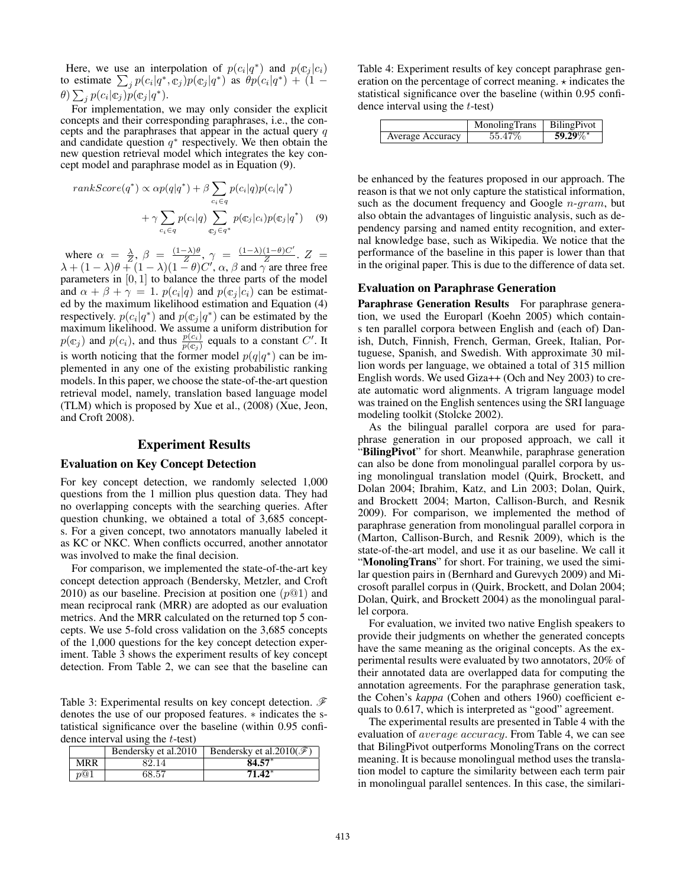Here, we use an interpolation of $p(c_i|q^*)$ and $p(\mathbb{c}_j|c_i)$ to estimate $\sum_j p(c_i|q^*, \mathbb{c}_j)p(\mathbb{c}_j|q^*)$ as $\theta p(c_i|q^*) + (1-\theta)\sum_j p(c_i|\mathbb{c}_j)p(\mathbb{c}_j|q^*)$.

For implementation, we may only consider the explicit concepts and their corresponding paraphrases, i.e., the concepts and the paraphrases that appear in the actual query $q$ and candidate question $q^*$ respectively. We then obtain the new question retrieval model which integrates the key concept model and paraphrase model as in Equation (9).

$$rankScore(q^*) \propto \alpha p(q|q^*) + \beta \sum_{c_i \in q} p(c_i|q)p(c_i|q^*) + \gamma \sum_{c_i \in q} p(c_i|q) \sum_{\mathbb{c}_j \in q^*} p(\mathbb{c}_j|c_i)p(\mathbb{c}_j|q^*) \quad (9)$$

where $\alpha = \frac{\lambda}{Z}$, $\beta = \frac{(1-\lambda)\theta}{Z}$, $\gamma = \frac{(1-\lambda)(1-\theta)C'}{Z}$. $Z = \lambda + (1-\lambda)\theta + (1-\lambda)(1-\theta)C'$, $\alpha$, $\beta$ and $\gamma$ are three free parameters in $[0, 1]$ to balance the three parts of the model and $\alpha + \beta + \gamma = 1$. $p(c_i|q)$ and $p(\mathbb{c}_j|c_i)$ can be estimated by the maximum likelihood estimation and Equation (4) respectively. $p(c_i|q^*)$ and $p(\mathbb{c}_j|q^*)$ can be estimated by the maximum likelihood. We assume a uniform distribution for $p(\mathbb{c}_j)$ and $p(c_i)$, and thus $\frac{p(c_i)}{p(\mathbb{c}_j)}$ equals to a constant $C'$. It is worth noticing that the former model $p(q|q^*)$ can be implemented in any one of the existing probabilistic ranking models. In this paper, we choose the state-of-the-art question retrieval model, namely, translation based language model (TLM) which is proposed by Xue et al., (2008) (Xue, Jeon, and Croft 2008).

## Experiment Results

### Evaluation on Key Concept Detection

For key concept detection, we randomly selected 1,000 questions from the 1 million plus question data. They had no overlapping concepts with the searching queries. After question chunking, we obtained a total of 3,685 concepts. For a given concept, two annotators manually labeled it as KC or NKC. When conflicts occurred, another annotator was involved to make the final decision.

For comparison, we implemented the state-of-the-art key concept detection approach (Bendersky, Metzler, and Croft 2010) as our baseline. Precision at position one ($p@1$) and mean reciprocal rank (MRR) are adopted as our evaluation metrics. And the MRR calculated on the returned top 5 concepts. We use 5-fold cross validation on the 3,685 concepts of the 1,000 questions for the key concept detection experiment. Table 3 shows the experiment results of key concept detection. From Table 2, we can see that the baseline can be enhanced by the features proposed in our approach. The reason is that we not only capture the statistical information, such as the document frequency and Google $n$-$gram$, but also obtain the advantages of linguistic analysis, such as dependency parsing and named entity recognition, and external knowledge base, such as Wikipedia. We notice that the performance of the baseline in this paper is lower than that in the original paper. This is due to the difference of data set.

Table 3: Experimental results on key concept detection. $\mathscr{F}$ denotes the use of our proposed features. $*$ indicates the statistical significance over the baseline (within 0.95 confidence interval using the $t$-test)

| | Bendersky et al.2010 | Bendersky et al.2010($\mathscr{F}$) |
|---|---|---|
| MRR | 82.14 | **84.57**$^*$ |
| $p@1$ | 68.57 | **71.42**$^*$ |

Table 4: Experiment results of key concept paraphrase generation on the percentage of correct meaning. $\star$ indicates the statistical significance over the baseline (within 0.95 confidence interval using the $t$-test)

| | MonolingTrans | BilingPivot |
|---|---|---|
| Average Accuracy | 55.47% | **59.29%**$^\star$ |

### Evaluation on Paraphrase Generation

**Paraphrase Generation Results** For paraphrase generation, we used the Europarl (Koehn 2005) which contains ten parallel corpora between English and (each of) Danish, Dutch, Finnish, French, German, Greek, Italian, Portuguese, Spanish, and Swedish. With approximate 30 million words per language, we obtained a total of 315 million English words. We used Giza++ (Och and Ney 2003) to create automatic word alignments. A trigram language model was trained on the English sentences using the SRI language modeling toolkit (Stolcke 2002).

As the bilingual parallel corpora are used for paraphrase generation in our proposed approach, we call it "**BilingPivot**" for short. Meanwhile, paraphrase generation can also be done from monolingual parallel corpora by using monolingual translation model (Quirk, Brockett, and Dolan 2004; Ibrahim, Katz, and Lin 2003; Dolan, Quirk, and Brockett 2004; Marton, Callison-Burch, and Resnik 2009). For comparison, we implemented the method of paraphrase generation from monolingual parallel corpora in (Marton, Callison-Burch, and Resnik 2009), which is the state-of-the-art model, and use it as our baseline. We call it "**MonolingTrans**" for short. For training, we used the similar question pairs in (Bernhard and Gurevych 2009) and Microsoft parallel corpus in (Quirk, Brockett, and Dolan 2004; Dolan, Quirk, and Brockett 2004) as the monolingual parallel corpora.

For evaluation, we invited two native English speakers to provide their judgments on whether the generated concepts have the same meaning as the original concepts. As the experimental results were evaluated by two annotators, 20% of their annotated data are overlapped data for computing the annotation agreements. For the paraphrase generation task, the Cohen's *kappa* (Cohen and others 1960) coefficient equals to 0.617, which is interpreted as "good" agreement.

The experimental results are presented in Table 4 with the evaluation of $average\ accuracy$. From Table 4, we can see that BilingPivot outperforms MonolingTrans on the correct meaning. It is because monolingual method uses the translation model to capture the similarity between each term pair in monolingual parallel sentences. In this case, the similari-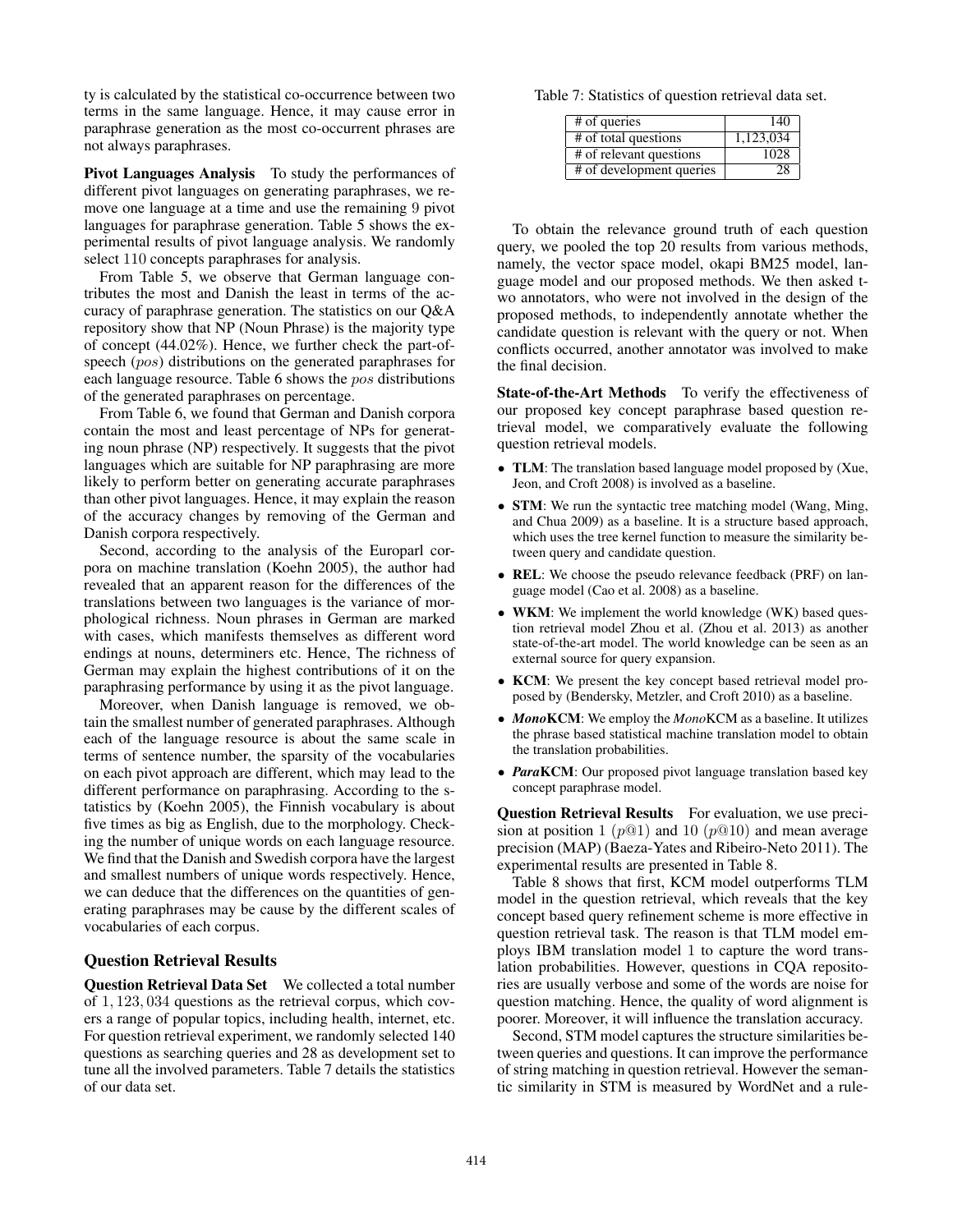ty is calculated by the statistical co-occurrence between two terms in the same language. Hence, it may cause error in paraphrase generation as the most co-occurrent phrases are not always paraphrases.

**Pivot Languages Analysis** To study the performances of different pivot languages on generating paraphrases, we remove one language at a time and use the remaining 9 pivot languages for paraphrase generation. Table 5 shows the experimental results of pivot language analysis. We randomly select 110 concepts paraphrases for analysis.

From Table 5, we observe that German language contributes the most and Danish the least in terms of the accuracy of paraphrase generation. The statistics on our Q&A repository show that NP (Noun Phrase) is the majority type of concept (44.02%). Hence, we further check the part-of-speech (*pos*) distributions on the generated paraphrases for each language resource. Table 6 shows the *pos* distributions of the generated paraphrases on percentage.

From Table 6, we found that German and Danish corpora contain the most and least percentage of NPs for generating noun phrase (NP) respectively. It suggests that the pivot languages which are suitable for NP paraphrasing are more likely to perform better on generating accurate paraphrases than other pivot languages. Hence, it may explain the reason of the accuracy changes by removing of the German and Danish corpora respectively.

Second, according to the analysis of the Europarl corpora on machine translation (Koehn 2005), the author had revealed that an apparent reason for the differences of the translations between two languages is the variance of morphological richness. Noun phrases in German are marked with cases, which manifests themselves as different word endings at nouns, determiners etc. Hence, The richness of German may explain the highest contributions of it on the paraphrasing performance by using it as the pivot language.

Moreover, when Danish language is removed, we obtain the smallest number of generated paraphrases. Although each of the language resource is about the same scale in terms of sentence number, the sparsity of the vocabularies on each pivot approach are different, which may lead to the different performance on paraphrasing. According to the statistics by (Koehn 2005), the Finnish vocabulary is about five times as big as English, due to the morphology. Checking the number of unique words on each language resource. We find that the Danish and Swedish corpora have the largest and smallest numbers of unique words respectively. Hence, we can deduce that the differences on the quantities of generating paraphrases may be cause by the different scales of vocabularies of each corpus.

## Question Retrieval Results

**Question Retrieval Data Set** We collected a total number of 1,123,034 questions as the retrieval corpus, which covers a range of popular topics, including health, internet, etc. For question retrieval experiment, we randomly selected 140 questions as searching queries and 28 as development set to tune all the involved parameters. Table 7 details the statistics of our data set.

Table 7: Statistics of question retrieval data set.

| | |
|---|---|
| # of queries | 140 |
| # of total questions | 1,123,034 |
| # of relevant questions | 1028 |
| # of development queries | 28 |

To obtain the relevance ground truth of each question query, we pooled the top 20 results from various methods, namely, the vector space model, okapi BM25 model, language model and our proposed methods. We then asked two annotators, who were not involved in the design of the proposed methods, to independently annotate whether the candidate question is relevant with the query or not. When conflicts occurred, another annotator was involved to make the final decision.

**State-of-the-Art Methods** To verify the effectiveness of our proposed key concept paraphrase based question retrieval model, we comparatively evaluate the following question retrieval models.

- **TLM**: The translation based language model proposed by (Xue, Jeon, and Croft 2008) is involved as a baseline.
- **STM**: We run the syntactic tree matching model (Wang, Ming, and Chua 2009) as a baseline. It is a structure based approach, which uses the tree kernel function to measure the similarity between query and candidate question.
- **REL**: We choose the pseudo relevance feedback (PRF) on language model (Cao et al. 2008) as a baseline.
- **WKM**: We implement the world knowledge (WK) based question retrieval model Zhou et al. (Zhou et al. 2013) as another state-of-the-art model. The world knowledge can be seen as an external source for query expansion.
- **KCM**: We present the key concept based retrieval model proposed by (Bendersky, Metzler, and Croft 2010) as a baseline.
- ***Mono*KCM**: We employ the *Mono*KCM as a baseline. It utilizes the phrase based statistical machine translation model to obtain the translation probabilities.
- ***Para*KCM**: Our proposed pivot language translation based key concept paraphrase model.

**Question Retrieval Results** For evaluation, we use precision at position 1 ($p@1$) and 10 ($p@10$) and mean average precision (MAP) (Baeza-Yates and Ribeiro-Neto 2011). The experimental results are presented in Table 8.

Table 8 shows that first, KCM model outperforms TLM model in the question retrieval, which reveals that the key concept based query refinement scheme is more effective in question retrieval task. The reason is that TLM model employs IBM translation model 1 to capture the word translation probabilities. However, questions in CQA repositories are usually verbose and some of the words are noise for question matching. Hence, the quality of word alignment is poorer. Moreover, it will influence the translation accuracy.

Second, STM model captures the structure similarities between queries and questions. It can improve the performance of string matching in question retrieval. However the semantic similarity in STM is measured by WordNet and a rule-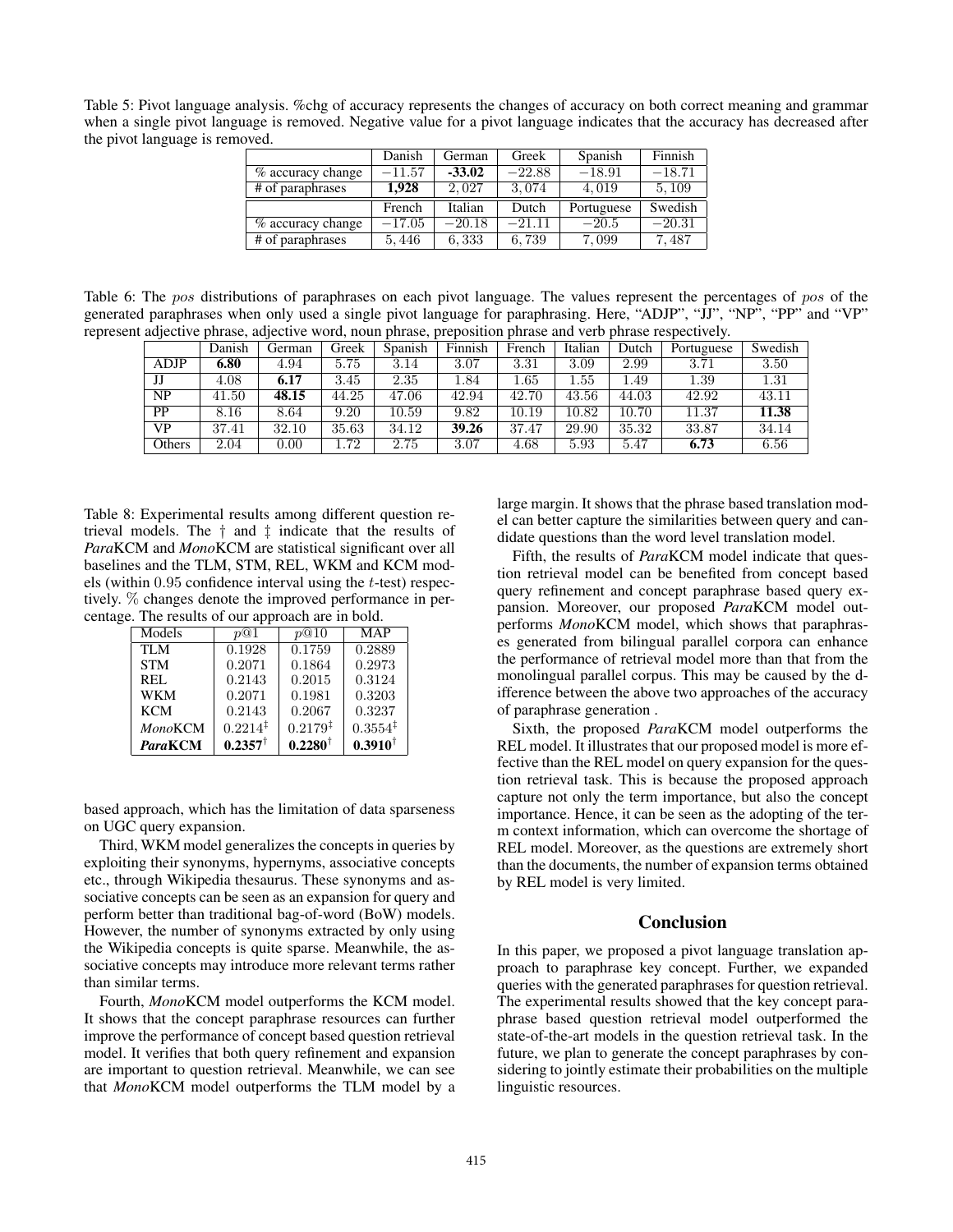Table 5: Pivot language analysis. %chg of accuracy represents the changes of accuracy on both correct meaning and grammar when a single pivot language is removed. Negative value for a pivot language indicates that the accuracy has decreased after the pivot language is removed.

| | Danish | German | Greek | Spanish | Finnish |
|---|---|---|---|---|---|
| % accuracy change | $-11.57$ | **-33.02** | $-22.88$ | $-18.91$ | $-18.71$ |
| # of paraphrases | **1,928** | 2,027 | 3,074 | 4,019 | 5,109 |
| | French | Italian | Dutch | Portuguese | Swedish |
| % accuracy change | $-17.05$ | $-20.18$ | $-21.11$ | $-20.5$ | $-20.31$ |
| # of paraphrases | 5,446 | 6,333 | 6,739 | 7,099 | 7,487 |

Table 6: The *pos* distributions of paraphrases on each pivot language. The values represent the percentages of *pos* of the generated paraphrases when only used a single pivot language for paraphrasing. Here, "ADJP", "JJ", "NP", "PP" and "VP" represent adjective phrase, adjective word, noun phrase, preposition phrase and verb phrase respectively.

| | Danish | German | Greek | Spanish | Finnish | French | Italian | Dutch | Portuguese | Swedish |
|---|---|---|---|---|---|---|---|---|---|---|
| ADJP | **6.80** | 4.94 | 5.75 | 3.14 | 3.07 | 3.31 | 3.09 | 2.99 | 3.71 | 3.50 |
| JJ | 4.08 | **6.17** | 3.45 | 2.35 | 1.84 | 1.65 | 1.55 | 1.49 | 1.39 | 1.31 |
| NP | 41.50 | **48.15** | 44.25 | 47.06 | 42.94 | 42.70 | 43.56 | 44.03 | 42.92 | 43.11 |
| PP | 8.16 | 8.64 | 9.20 | 10.59 | 9.82 | 10.19 | 10.82 | 10.70 | 11.37 | **11.38** |
| VP | 37.41 | 32.10 | 35.63 | 34.12 | **39.26** | 37.47 | 29.90 | 35.32 | 33.87 | 34.14 |
| Others | 2.04 | 0.00 | 1.72 | 2.75 | 3.07 | 4.68 | 5.93 | 5.47 | **6.73** | 6.56 |

Table 8: Experimental results among different question retrieval models. The † and ‡ indicate that the results of *Para*KCM and *Mono*KCM are statistical significant over all baselines and the TLM, STM, REL, WKM and KCM models (within 0.95 confidence interval using the $t$-test) respectively. % changes denote the improved performance in percentage. The results of our approach are in bold.

| Models | $p@1$ | $p@10$ | MAP |
|---|---|---|---|
| TLM | 0.1928 | 0.1759 | 0.2889 |
| STM | 0.2071 | 0.1864 | 0.2973 |
| REL | 0.2143 | 0.2015 | 0.3124 |
| WKM | 0.2071 | 0.1981 | 0.3203 |
| KCM | 0.2143 | 0.2067 | 0.3237 |
| *Mono*KCM | $0.2214^{\ddagger}$ | $0.2179^{\ddagger}$ | $0.3554^{\ddagger}$ |
| ***Para*KCM** | $\mathbf{0.2357}^{\dagger}$ | $\mathbf{0.2280}^{\dagger}$ | $\mathbf{0.3910}^{\dagger}$ |

based approach, which has the limitation of data sparseness on UGC query expansion.

Third, WKM model generalizes the concepts in queries by exploiting their synonyms, hypernyms, associative concepts etc., through Wikipedia thesaurus. These synonyms and associative concepts can be seen as an expansion for query and perform better than traditional bag-of-word (BoW) models. However, the number of synonyms extracted by only using the Wikipedia concepts is quite sparse. Meanwhile, the associative concepts may introduce more relevant terms rather than similar terms.

Fourth, *Mono*KCM model outperforms the KCM model. It shows that the concept paraphrase resources can further improve the performance of concept based question retrieval model. It verifies that both query refinement and expansion are important to question retrieval. Meanwhile, we can see that *Mono*KCM model outperforms the TLM model by a large margin. It shows that the phrase based translation model can better capture the similarities between query and candidate questions than the word level translation model.

Fifth, the results of *Para*KCM model indicate that question retrieval model can be benefited from concept based query refinement and concept paraphrase based query expansion. Moreover, our proposed *Para*KCM model outperforms *Mono*KCM model, which shows that paraphrases generated from bilingual parallel corpora can enhance the performance of retrieval model more than that from the monolingual parallel corpus. This may be caused by the difference between the above two approaches of the accuracy of paraphrase generation .

Sixth, the proposed *Para*KCM model outperforms the REL model. It illustrates that our proposed model is more effective than the REL model on query expansion for the question retrieval task. This is because the proposed approach capture not only the term importance, but also the concept importance. Hence, it can be seen as the adopting of the term context information, which can overcome the shortage of REL model. Moreover, as the questions are extremely short than the documents, the number of expansion terms obtained by REL model is very limited.

## Conclusion

In this paper, we proposed a pivot language translation approach to paraphrase key concept. Further, we expanded queries with the generated paraphrases for question retrieval. The experimental results showed that the key concept paraphrase based question retrieval model outperformed the state-of-the-art models in the question retrieval task. In the future, we plan to generate the concept paraphrases by considering to jointly estimate their probabilities on the multiple linguistic resources.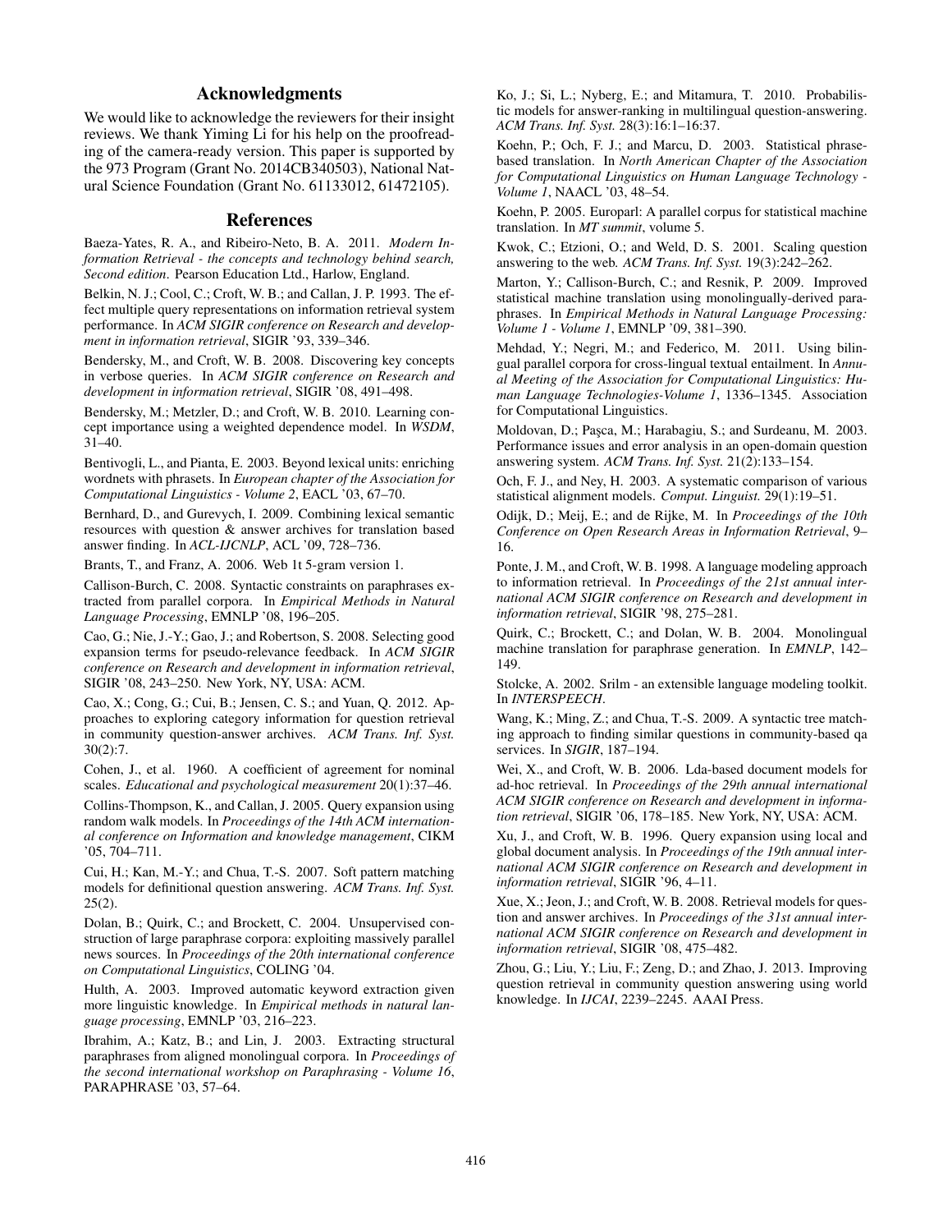## Acknowledgments

We would like to acknowledge the reviewers for their insight reviews. We thank Yiming Li for his help on the proofreading of the camera-ready version. This paper is supported by the 973 Program (Grant No. 2014CB340503), National Natural Science Foundation (Grant No. 61133012, 61472105).

## References

Baeza-Yates, R. A., and Ribeiro-Neto, B. A. 2011. *Modern Information Retrieval - the concepts and technology behind search, Second edition*. Pearson Education Ltd., Harlow, England.

Belkin, N. J.; Cool, C.; Croft, W. B.; and Callan, J. P. 1993. The effect multiple query representations on information retrieval system performance. In *ACM SIGIR conference on Research and development in information retrieval*, SIGIR '93, 339–346.

Bendersky, M., and Croft, W. B. 2008. Discovering key concepts in verbose queries. In *ACM SIGIR conference on Research and development in information retrieval*, SIGIR '08, 491–498.

Bendersky, M.; Metzler, D.; and Croft, W. B. 2010. Learning concept importance using a weighted dependence model. In *WSDM*, 31–40.

Bentivogli, L., and Pianta, E. 2003. Beyond lexical units: enriching wordnets with phrasets. In *European chapter of the Association for Computational Linguistics - Volume 2*, EACL '03, 67–70.

Bernhard, D., and Gurevych, I. 2009. Combining lexical semantic resources with question & answer archives for translation based answer finding. In *ACL-IJCNLP*, ACL '09, 728–736.

Brants, T., and Franz, A. 2006. Web 1t 5-gram version 1.

Callison-Burch, C. 2008. Syntactic constraints on paraphrases extracted from parallel corpora. In *Empirical Methods in Natural Language Processing*, EMNLP '08, 196–205.

Cao, G.; Nie, J.-Y.; Gao, J.; and Robertson, S. 2008. Selecting good expansion terms for pseudo-relevance feedback. In *ACM SIGIR conference on Research and development in information retrieval*, SIGIR '08, 243–250. New York, NY, USA: ACM.

Cao, X.; Cong, G.; Cui, B.; Jensen, C. S.; and Yuan, Q. 2012. Approaches to exploring category information for question retrieval in community question-answer archives. *ACM Trans. Inf. Syst.* 30(2):7.

Cohen, J., et al. 1960. A coefficient of agreement for nominal scales. *Educational and psychological measurement* 20(1):37–46.

Collins-Thompson, K., and Callan, J. 2005. Query expansion using random walk models. In *Proceedings of the 14th ACM international conference on Information and knowledge management*, CIKM '05, 704–711.

Cui, H.; Kan, M.-Y.; and Chua, T.-S. 2007. Soft pattern matching models for definitional question answering. *ACM Trans. Inf. Syst.* 25(2).

Dolan, B.; Quirk, C.; and Brockett, C. 2004. Unsupervised construction of large paraphrase corpora: exploiting massively parallel news sources. In *Proceedings of the 20th international conference on Computational Linguistics*, COLING '04.

Hulth, A. 2003. Improved automatic keyword extraction given more linguistic knowledge. In *Empirical methods in natural language processing*, EMNLP '03, 216–223.

Ibrahim, A.; Katz, B.; and Lin, J. 2003. Extracting structural paraphrases from aligned monolingual corpora. In *Proceedings of the second international workshop on Paraphrasing - Volume 16*, PARAPHRASE '03, 57–64.

Ko, J.; Si, L.; Nyberg, E.; and Mitamura, T. 2010. Probabilistic models for answer-ranking in multilingual question-answering. *ACM Trans. Inf. Syst.* 28(3):16:1–16:37.

Koehn, P.; Och, F. J.; and Marcu, D. 2003. Statistical phrase-based translation. In *North American Chapter of the Association for Computational Linguistics on Human Language Technology - Volume 1*, NAACL '03, 48–54.

Koehn, P. 2005. Europarl: A parallel corpus for statistical machine translation. In *MT summit*, volume 5.

Kwok, C.; Etzioni, O.; and Weld, D. S. 2001. Scaling question answering to the web. *ACM Trans. Inf. Syst.* 19(3):242–262.

Marton, Y.; Callison-Burch, C.; and Resnik, P. 2009. Improved statistical machine translation using monolingually-derived paraphrases. In *Empirical Methods in Natural Language Processing: Volume 1 - Volume 1*, EMNLP '09, 381–390.

Mehdad, Y.; Negri, M.; and Federico, M. 2011. Using bilingual parallel corpora for cross-lingual textual entailment. In *Annual Meeting of the Association for Computational Linguistics: Human Language Technologies-Volume 1*, 1336–1345. Association for Computational Linguistics.

Moldovan, D.; Paşca, M.; Harabagiu, S.; and Surdeanu, M. 2003. Performance issues and error analysis in an open-domain question answering system. *ACM Trans. Inf. Syst.* 21(2):133–154.

Och, F. J., and Ney, H. 2003. A systematic comparison of various statistical alignment models. *Comput. Linguist.* 29(1):19–51.

Odijk, D.; Meij, E.; and de Rijke, M. In *Proceedings of the 10th Conference on Open Research Areas in Information Retrieval*, 9–16.

Ponte, J. M., and Croft, W. B. 1998. A language modeling approach to information retrieval. In *Proceedings of the 21st annual international ACM SIGIR conference on Research and development in information retrieval*, SIGIR '98, 275–281.

Quirk, C.; Brockett, C.; and Dolan, W. B. 2004. Monolingual machine translation for paraphrase generation. In *EMNLP*, 142–149.

Stolcke, A. 2002. Srilm - an extensible language modeling toolkit. In *INTERSPEECH*.

Wang, K.; Ming, Z.; and Chua, T.-S. 2009. A syntactic tree matching approach to finding similar questions in community-based qa services. In *SIGIR*, 187–194.

Wei, X., and Croft, W. B. 2006. Lda-based document models for ad-hoc retrieval. In *Proceedings of the 29th annual international ACM SIGIR conference on Research and development in information retrieval*, SIGIR '06, 178–185. New York, NY, USA: ACM.

Xu, J., and Croft, W. B. 1996. Query expansion using local and global document analysis. In *Proceedings of the 19th annual international ACM SIGIR conference on Research and development in information retrieval*, SIGIR '96, 4–11.

Xue, X.; Jeon, J.; and Croft, W. B. 2008. Retrieval models for question and answer archives. In *Proceedings of the 31st annual international ACM SIGIR conference on Research and development in information retrieval*, SIGIR '08, 475–482.

Zhou, G.; Liu, Y.; Liu, F.; Zeng, D.; and Zhao, J. 2013. Improving question retrieval in community question answering using world knowledge. In *IJCAI*, 2239–2245. AAAI Press.